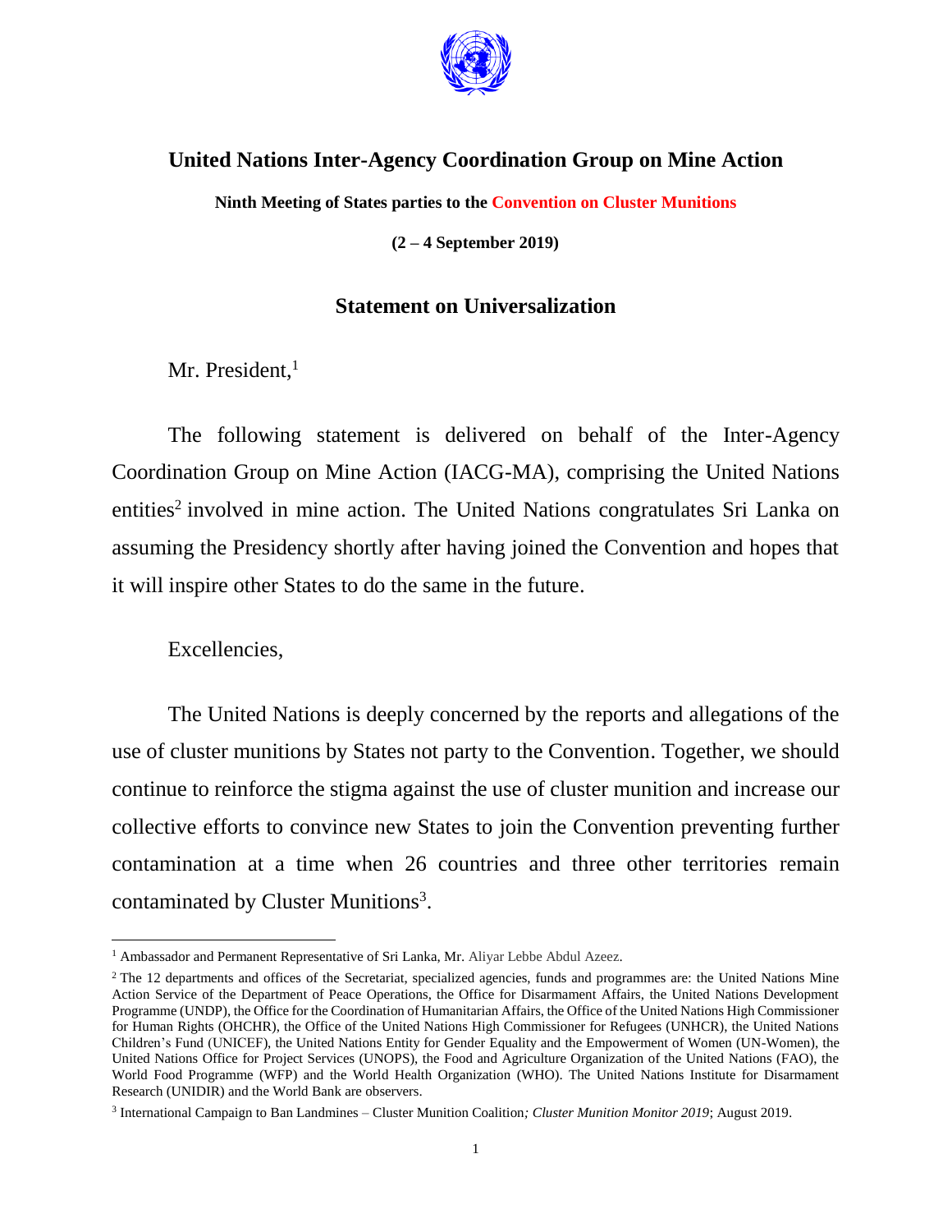# United Nations Inter-Agency Coordination Group on Mine Action

**Ninth Meeting of States parties to the Convention on Cluster Munitions**

**(2 – 4 September 2019)**

## Statement on Universalization

Mr. President,[1]

The following statement is delivered on behalf of the Inter-Agency Coordination Group on Mine Action (IACG-MA), comprising the United Nations entities[2] involved in mine action. The United Nations congratulates Sri Lanka on assuming the Presidency shortly after having joined the Convention and hopes that it will inspire other States to do the same in the future.

Excellencies,

The United Nations is deeply concerned by the reports and allegations of the use of cluster munitions by States not party to the Convention. Together, we should continue to reinforce the stigma against the use of cluster munition and increase our collective efforts to convince new States to join the Convention preventing further contamination at a time when 26 countries and three other territories remain contaminated by Cluster Munitions[3].

---

[1] Ambassador and Permanent Representative of Sri Lanka, Mr. Aliyar Lebbe Abdul Azeez.

[2] The 12 departments and offices of the Secretariat, specialized agencies, funds and programmes are: the United Nations Mine Action Service of the Department of Peace Operations, the Office for Disarmament Affairs, the United Nations Development Programme (UNDP), the Office for the Coordination of Humanitarian Affairs, the Office of the United Nations High Commissioner for Human Rights (OHCHR), the Office of the United Nations High Commissioner for Refugees (UNHCR), the United Nations Children's Fund (UNICEF), the United Nations Entity for Gender Equality and the Empowerment of Women (UN-Women), the United Nations Office for Project Services (UNOPS), the Food and Agriculture Organization of the United Nations (FAO), the World Food Programme (WFP) and the World Health Organization (WHO). The United Nations Institute for Disarmament Research (UNIDIR) and the World Bank are observers.

[3] International Campaign to Ban Landmines – Cluster Munition Coalition; *Cluster Munition Monitor 2019*; August 2019.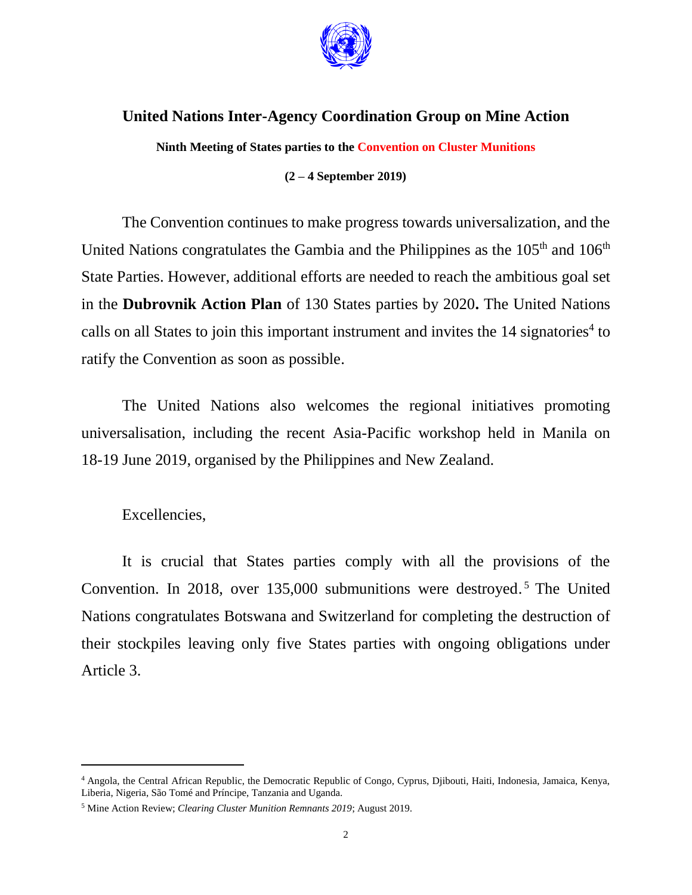## United Nations Inter-Agency Coordination Group on Mine Action

**Ninth Meeting of States parties to the Convention on Cluster Munitions**

**(2 – 4 September 2019)**

The Convention continues to make progress towards universalization, and the United Nations congratulates the Gambia and the Philippines as the 105th and 106th State Parties. However, additional efforts are needed to reach the ambitious goal set in the **Dubrovnik Action Plan** of 130 States parties by 2020**.** The United Nations calls on all States to join this important instrument and invites the 14 signatories[4] to ratify the Convention as soon as possible.

The United Nations also welcomes the regional initiatives promoting universalisation, including the recent Asia-Pacific workshop held in Manila on 18-19 June 2019, organised by the Philippines and New Zealand.

Excellencies,

It is crucial that States parties comply with all the provisions of the Convention. In 2018, over 135,000 submunitions were destroyed.[5] The United Nations congratulates Botswana and Switzerland for completing the destruction of their stockpiles leaving only five States parties with ongoing obligations under Article 3.

---

[4] Angola, the Central African Republic, the Democratic Republic of Congo, Cyprus, Djibouti, Haiti, Indonesia, Jamaica, Kenya, Liberia, Nigeria, São Tomé and Príncipe, Tanzania and Uganda.

[5] Mine Action Review; *Clearing Cluster Munition Remnants 2019*; August 2019.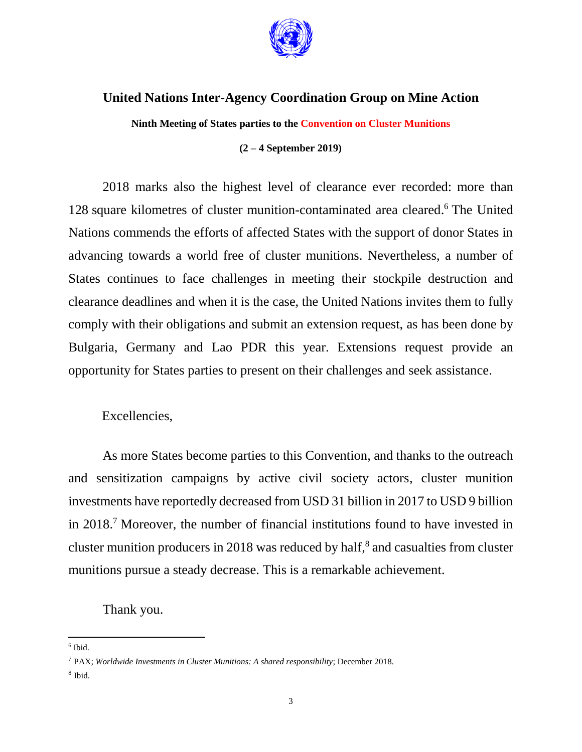## United Nations Inter-Agency Coordination Group on Mine Action

**Ninth Meeting of States parties to the Convention on Cluster Munitions**

**(2 – 4 September 2019)**

2018 marks also the highest level of clearance ever recorded: more than 128 square kilometres of cluster munition-contaminated area cleared.[6] The United Nations commends the efforts of affected States with the support of donor States in advancing towards a world free of cluster munitions. Nevertheless, a number of States continues to face challenges in meeting their stockpile destruction and clearance deadlines and when it is the case, the United Nations invites them to fully comply with their obligations and submit an extension request, as has been done by Bulgaria, Germany and Lao PDR this year. Extensions request provide an opportunity for States parties to present on their challenges and seek assistance.

Excellencies,

As more States become parties to this Convention, and thanks to the outreach and sensitization campaigns by active civil society actors, cluster munition investments have reportedly decreased from USD 31 billion in 2017 to USD 9 billion in 2018.[7] Moreover, the number of financial institutions found to have invested in cluster munition producers in 2018 was reduced by half,[8] and casualties from cluster munitions pursue a steady decrease. This is a remarkable achievement.

Thank you.

---

[6] Ibid.

[7] PAX; *Worldwide Investments in Cluster Munitions: A shared responsibility*; December 2018.

[8] Ibid.